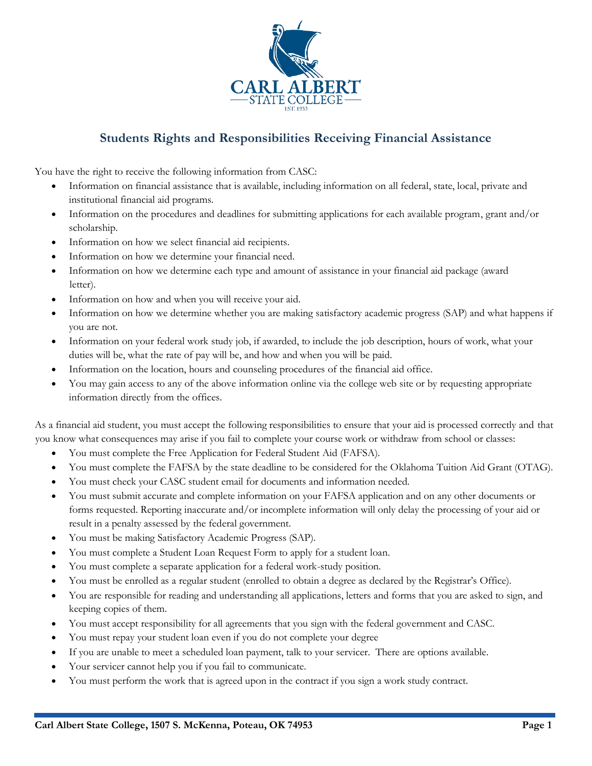# Students Rights and Responsibilities Receiving Financial Assistance

You have the right to receive the following information from CASC:

- Information on financial assistance that is available, including information on all federal, state, local, private and institutional financial aid programs.
- Information on the procedures and deadlines for submitting applications for each available program, grant and/or scholarship.
- Information on how we select financial aid recipients.
- Information on how we determine your financial need.
- Information on how we determine each type and amount of assistance in your financial aid package (award letter).
- Information on how and when you will receive your aid.
- Information on how we determine whether you are making satisfactory academic progress (SAP) and what happens if you are not.
- Information on your federal work study job, if awarded, to include the job description, hours of work, what your duties will be, what the rate of pay will be, and how and when you will be paid.
- Information on the location, hours and counseling procedures of the financial aid office.
- You may gain access to any of the above information online via the college web site or by requesting appropriate information directly from the offices.

As a financial aid student, you must accept the following responsibilities to ensure that your aid is processed correctly and that you know what consequences may arise if you fail to complete your course work or withdraw from school or classes:

- You must complete the Free Application for Federal Student Aid (FAFSA).
- You must complete the FAFSA by the state deadline to be considered for the Oklahoma Tuition Aid Grant (OTAG).
- You must check your CASC student email for documents and information needed.
- You must submit accurate and complete information on your FAFSA application and on any other documents or forms requested. Reporting inaccurate and/or incomplete information will only delay the processing of your aid or result in a penalty assessed by the federal government.
- You must be making Satisfactory Academic Progress (SAP).
- You must complete a Student Loan Request Form to apply for a student loan.
- You must complete a separate application for a federal work-study position.
- You must be enrolled as a regular student (enrolled to obtain a degree as declared by the Registrar's Office).
- You are responsible for reading and understanding all applications, letters and forms that you are asked to sign, and keeping copies of them.
- You must accept responsibility for all agreements that you sign with the federal government and CASC.
- You must repay your student loan even if you do not complete your degree
- If you are unable to meet a scheduled loan payment, talk to your servicer. There are options available.
- Your servicer cannot help you if you fail to communicate.
- You must perform the work that is agreed upon in the contract if you sign a work study contract.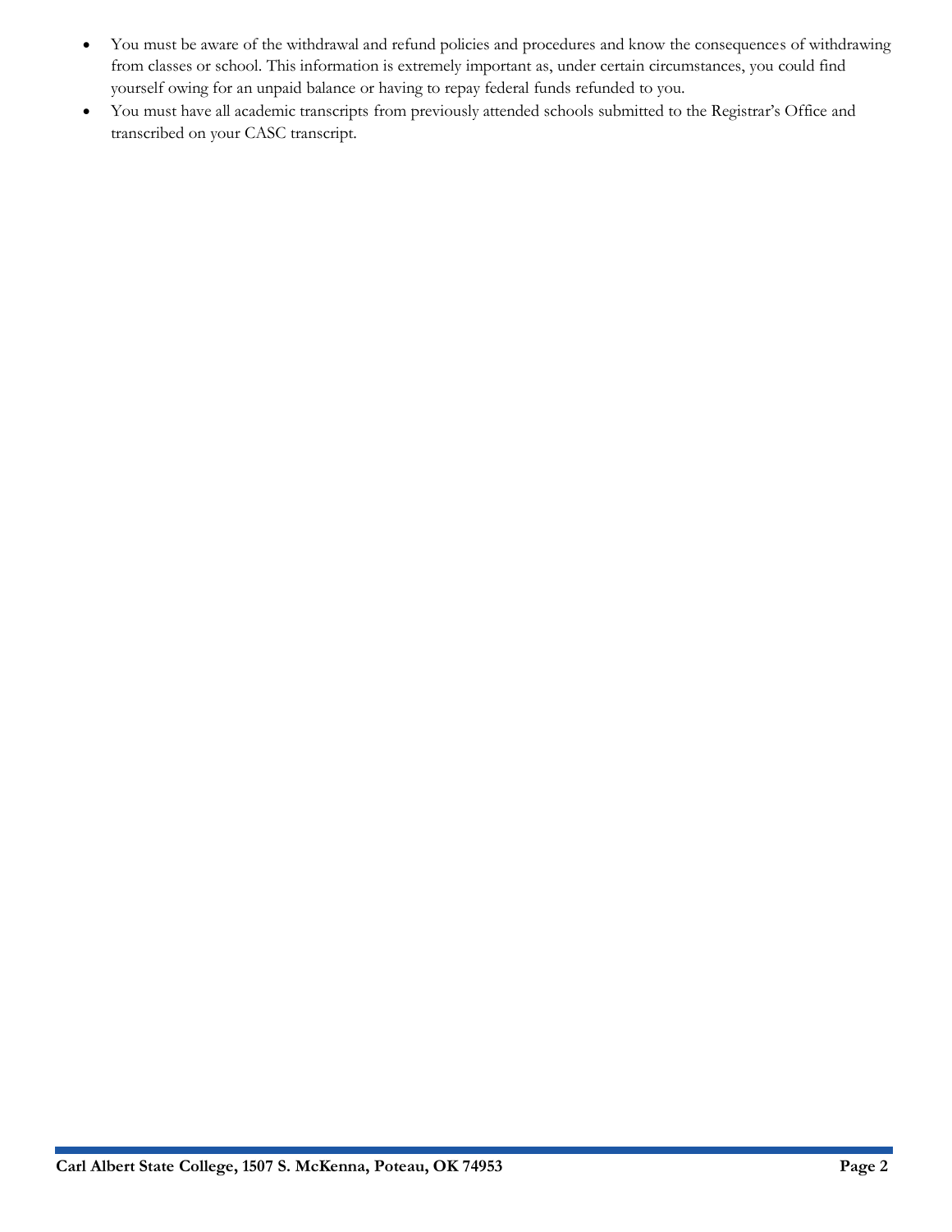- You must be aware of the withdrawal and refund policies and procedures and know the consequences of withdrawing from classes or school. This information is extremely important as, under certain circumstances, you could find yourself owing for an unpaid balance or having to repay federal funds refunded to you.
- You must have all academic transcripts from previously attended schools submitted to the Registrar's Office and transcribed on your CASC transcript.